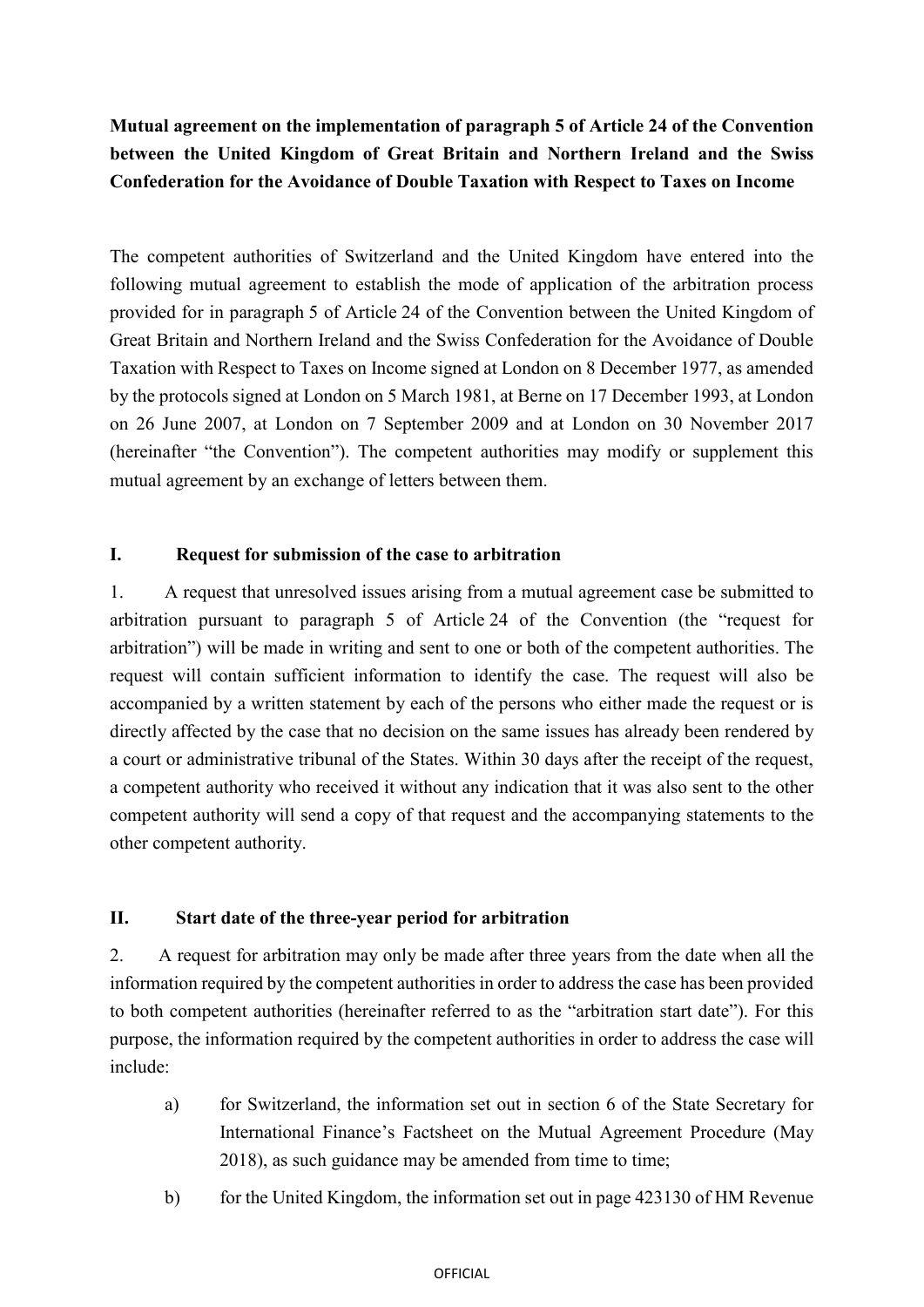**Mutual agreement on the implementation of paragraph 5 of Article 24 of the Convention between the United Kingdom of Great Britain and Northern Ireland and the Swiss Confederation for the Avoidance of Double Taxation with Respect to Taxes on Income**

The competent authorities of Switzerland and the United Kingdom have entered into the following mutual agreement to establish the mode of application of the arbitration process provided for in paragraph 5 of Article 24 of the Convention between the United Kingdom of Great Britain and Northern Ireland and the Swiss Confederation for the Avoidance of Double Taxation with Respect to Taxes on Income signed at London on 8 December 1977, as amended by the protocols signed at London on 5 March 1981, at Berne on 17 December 1993, at London on 26 June 2007, at London on 7 September 2009 and at London on 30 November 2017 (hereinafter "the Convention"). The competent authorities may modify or supplement this mutual agreement by an exchange of letters between them.

## I. Request for submission of the case to arbitration

1. A request that unresolved issues arising from a mutual agreement case be submitted to arbitration pursuant to paragraph 5 of Article 24 of the Convention (the "request for arbitration") will be made in writing and sent to one or both of the competent authorities. The request will contain sufficient information to identify the case. The request will also be accompanied by a written statement by each of the persons who either made the request or is directly affected by the case that no decision on the same issues has already been rendered by a court or administrative tribunal of the States. Within 30 days after the receipt of the request, a competent authority who received it without any indication that it was also sent to the other competent authority will send a copy of that request and the accompanying statements to the other competent authority.

## II. Start date of the three-year period for arbitration

2. A request for arbitration may only be made after three years from the date when all the information required by the competent authorities in order to address the case has been provided to both competent authorities (hereinafter referred to as the "arbitration start date"). For this purpose, the information required by the competent authorities in order to address the case will include:

   a) for Switzerland, the information set out in section 6 of the State Secretary for International Finance's Factsheet on the Mutual Agreement Procedure (May 2018), as such guidance may be amended from time to time;

   b) for the United Kingdom, the information set out in page 423130 of HM Revenue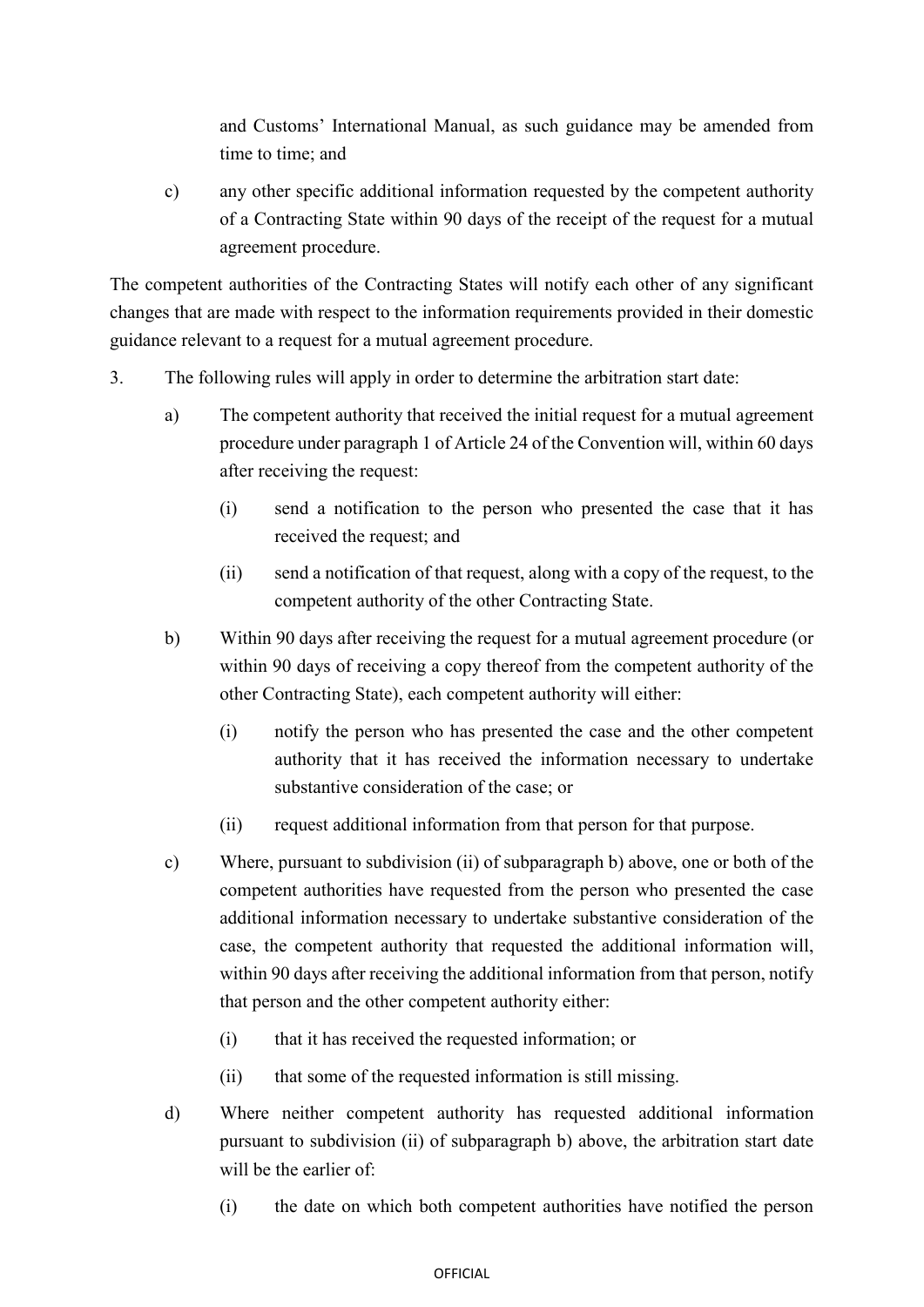and Customs' International Manual, as such guidance may be amended from time to time; and

c) any other specific additional information requested by the competent authority of a Contracting State within 90 days of the receipt of the request for a mutual agreement procedure.

The competent authorities of the Contracting States will notify each other of any significant changes that are made with respect to the information requirements provided in their domestic guidance relevant to a request for a mutual agreement procedure.

3. The following rules will apply in order to determine the arbitration start date:

   a) The competent authority that received the initial request for a mutual agreement procedure under paragraph 1 of Article 24 of the Convention will, within 60 days after receiving the request:

      (i) send a notification to the person who presented the case that it has received the request; and

      (ii) send a notification of that request, along with a copy of the request, to the competent authority of the other Contracting State.

   b) Within 90 days after receiving the request for a mutual agreement procedure (or within 90 days of receiving a copy thereof from the competent authority of the other Contracting State), each competent authority will either:

      (i) notify the person who has presented the case and the other competent authority that it has received the information necessary to undertake substantive consideration of the case; or

      (ii) request additional information from that person for that purpose.

   c) Where, pursuant to subdivision (ii) of subparagraph b) above, one or both of the competent authorities have requested from the person who presented the case additional information necessary to undertake substantive consideration of the case, the competent authority that requested the additional information will, within 90 days after receiving the additional information from that person, notify that person and the other competent authority either:

      (i) that it has received the requested information; or

      (ii) that some of the requested information is still missing.

   d) Where neither competent authority has requested additional information pursuant to subdivision (ii) of subparagraph b) above, the arbitration start date will be the earlier of:

      (i) the date on which both competent authorities have notified the person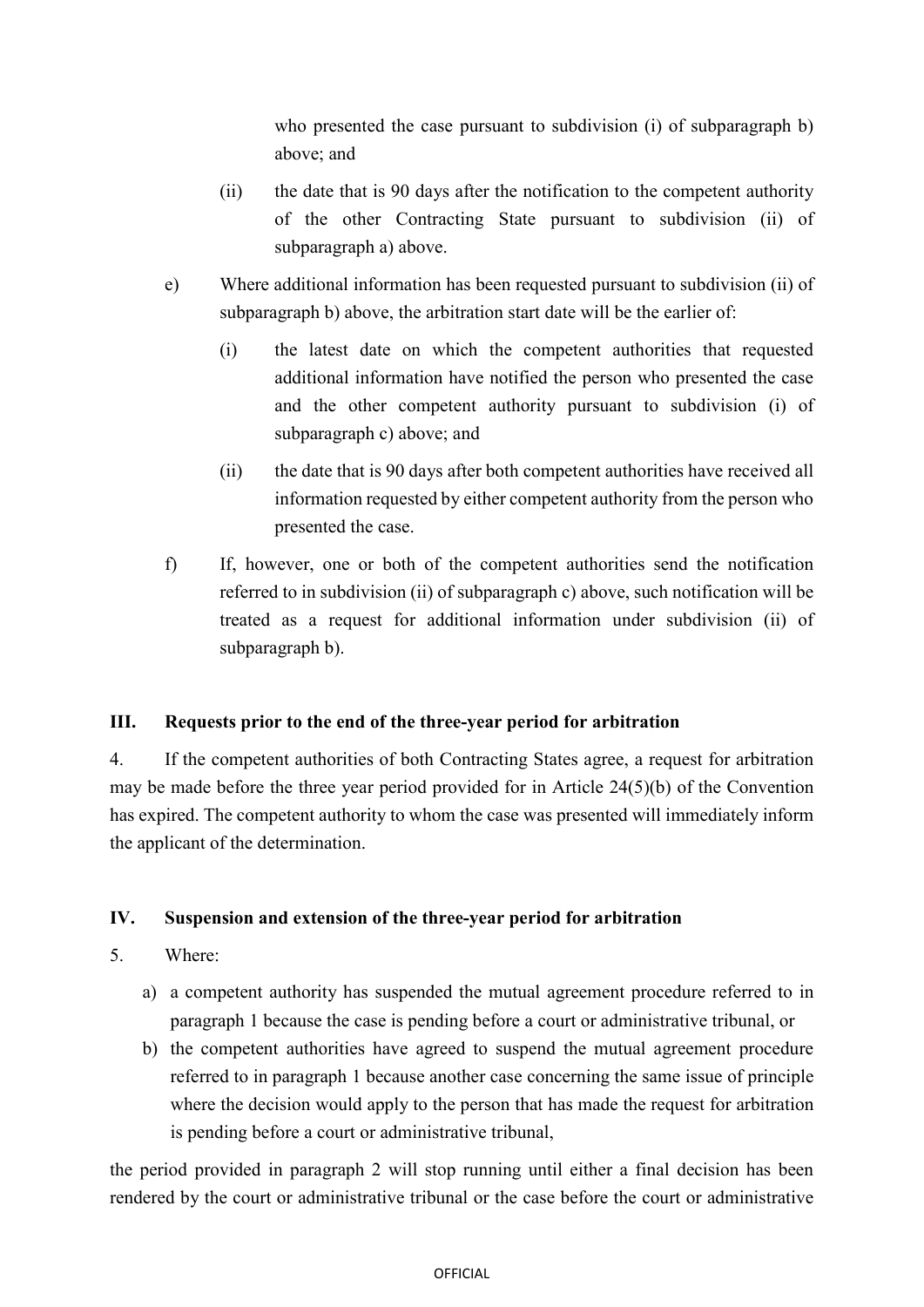who presented the case pursuant to subdivision (i) of subparagraph b) above; and

(ii) the date that is 90 days after the notification to the competent authority of the other Contracting State pursuant to subdivision (ii) of subparagraph a) above.

e) Where additional information has been requested pursuant to subdivision (ii) of subparagraph b) above, the arbitration start date will be the earlier of:

(i) the latest date on which the competent authorities that requested additional information have notified the person who presented the case and the other competent authority pursuant to subdivision (i) of subparagraph c) above; and

(ii) the date that is 90 days after both competent authorities have received all information requested by either competent authority from the person who presented the case.

f) If, however, one or both of the competent authorities send the notification referred to in subdivision (ii) of subparagraph c) above, such notification will be treated as a request for additional information under subdivision (ii) of subparagraph b).

## III. Requests prior to the end of the three-year period for arbitration

4. If the competent authorities of both Contracting States agree, a request for arbitration may be made before the three year period provided for in Article 24(5)(b) of the Convention has expired. The competent authority to whom the case was presented will immediately inform the applicant of the determination.

## IV. Suspension and extension of the three-year period for arbitration

5. Where:

a) a competent authority has suspended the mutual agreement procedure referred to in paragraph 1 because the case is pending before a court or administrative tribunal, or

b) the competent authorities have agreed to suspend the mutual agreement procedure referred to in paragraph 1 because another case concerning the same issue of principle where the decision would apply to the person that has made the request for arbitration is pending before a court or administrative tribunal,

the period provided in paragraph 2 will stop running until either a final decision has been rendered by the court or administrative tribunal or the case before the court or administrative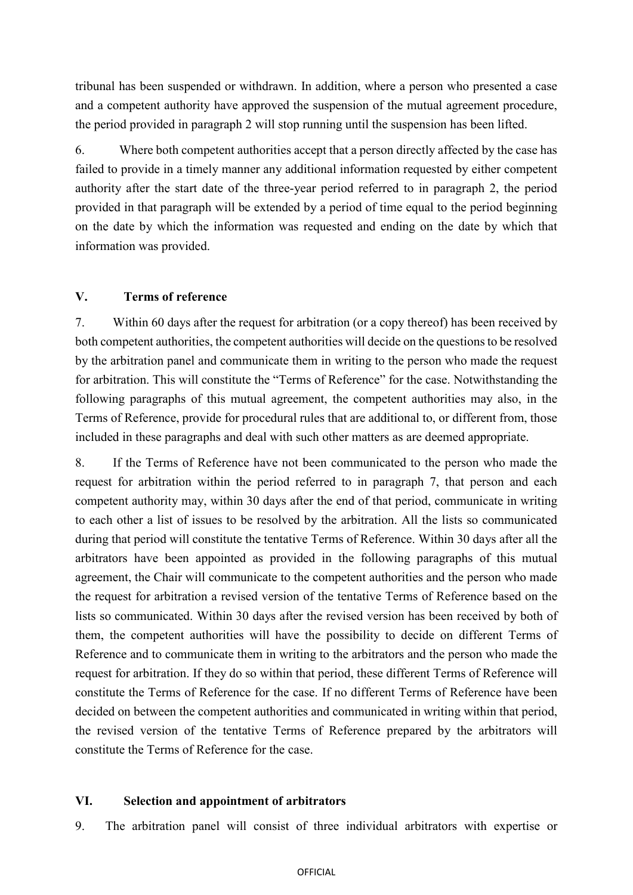tribunal has been suspended or withdrawn. In addition, where a person who presented a case and a competent authority have approved the suspension of the mutual agreement procedure, the period provided in paragraph 2 will stop running until the suspension has been lifted.

6. Where both competent authorities accept that a person directly affected by the case has failed to provide in a timely manner any additional information requested by either competent authority after the start date of the three-year period referred to in paragraph 2, the period provided in that paragraph will be extended by a period of time equal to the period beginning on the date by which the information was requested and ending on the date by which that information was provided.

## V. Terms of reference

7. Within 60 days after the request for arbitration (or a copy thereof) has been received by both competent authorities, the competent authorities will decide on the questions to be resolved by the arbitration panel and communicate them in writing to the person who made the request for arbitration. This will constitute the "Terms of Reference" for the case. Notwithstanding the following paragraphs of this mutual agreement, the competent authorities may also, in the Terms of Reference, provide for procedural rules that are additional to, or different from, those included in these paragraphs and deal with such other matters as are deemed appropriate.

8. If the Terms of Reference have not been communicated to the person who made the request for arbitration within the period referred to in paragraph 7, that person and each competent authority may, within 30 days after the end of that period, communicate in writing to each other a list of issues to be resolved by the arbitration. All the lists so communicated during that period will constitute the tentative Terms of Reference. Within 30 days after all the arbitrators have been appointed as provided in the following paragraphs of this mutual agreement, the Chair will communicate to the competent authorities and the person who made the request for arbitration a revised version of the tentative Terms of Reference based on the lists so communicated. Within 30 days after the revised version has been received by both of them, the competent authorities will have the possibility to decide on different Terms of Reference and to communicate them in writing to the arbitrators and the person who made the request for arbitration. If they do so within that period, these different Terms of Reference will constitute the Terms of Reference for the case. If no different Terms of Reference have been decided on between the competent authorities and communicated in writing within that period, the revised version of the tentative Terms of Reference prepared by the arbitrators will constitute the Terms of Reference for the case.

## VI. Selection and appointment of arbitrators

9. The arbitration panel will consist of three individual arbitrators with expertise or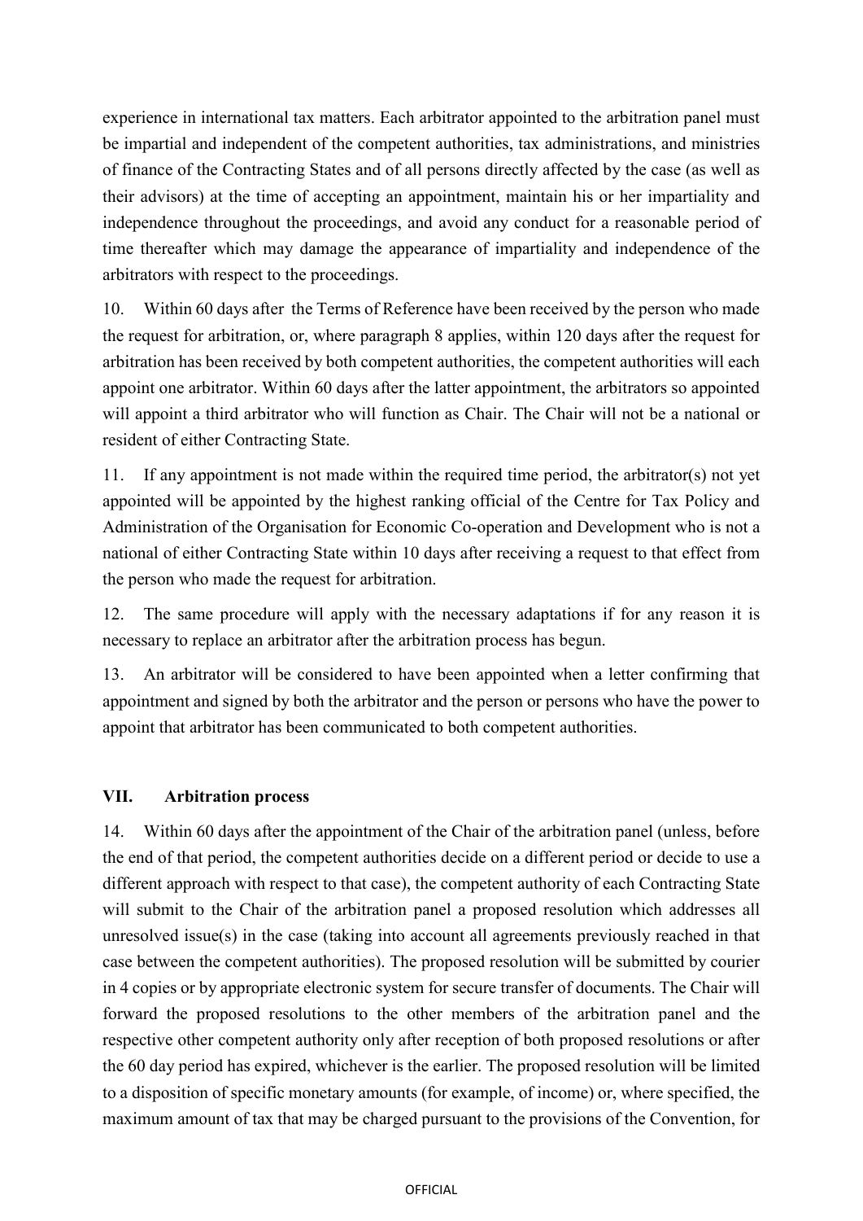experience in international tax matters. Each arbitrator appointed to the arbitration panel must be impartial and independent of the competent authorities, tax administrations, and ministries of finance of the Contracting States and of all persons directly affected by the case (as well as their advisors) at the time of accepting an appointment, maintain his or her impartiality and independence throughout the proceedings, and avoid any conduct for a reasonable period of time thereafter which may damage the appearance of impartiality and independence of the arbitrators with respect to the proceedings.

10. Within 60 days after the Terms of Reference have been received by the person who made the request for arbitration, or, where paragraph 8 applies, within 120 days after the request for arbitration has been received by both competent authorities, the competent authorities will each appoint one arbitrator. Within 60 days after the latter appointment, the arbitrators so appointed will appoint a third arbitrator who will function as Chair. The Chair will not be a national or resident of either Contracting State.

11. If any appointment is not made within the required time period, the arbitrator(s) not yet appointed will be appointed by the highest ranking official of the Centre for Tax Policy and Administration of the Organisation for Economic Co-operation and Development who is not a national of either Contracting State within 10 days after receiving a request to that effect from the person who made the request for arbitration.

12. The same procedure will apply with the necessary adaptations if for any reason it is necessary to replace an arbitrator after the arbitration process has begun.

13. An arbitrator will be considered to have been appointed when a letter confirming that appointment and signed by both the arbitrator and the person or persons who have the power to appoint that arbitrator has been communicated to both competent authorities.

## VII. Arbitration process

14. Within 60 days after the appointment of the Chair of the arbitration panel (unless, before the end of that period, the competent authorities decide on a different period or decide to use a different approach with respect to that case), the competent authority of each Contracting State will submit to the Chair of the arbitration panel a proposed resolution which addresses all unresolved issue(s) in the case (taking into account all agreements previously reached in that case between the competent authorities). The proposed resolution will be submitted by courier in 4 copies or by appropriate electronic system for secure transfer of documents. The Chair will forward the proposed resolutions to the other members of the arbitration panel and the respective other competent authority only after reception of both proposed resolutions or after the 60 day period has expired, whichever is the earlier. The proposed resolution will be limited to a disposition of specific monetary amounts (for example, of income) or, where specified, the maximum amount of tax that may be charged pursuant to the provisions of the Convention, for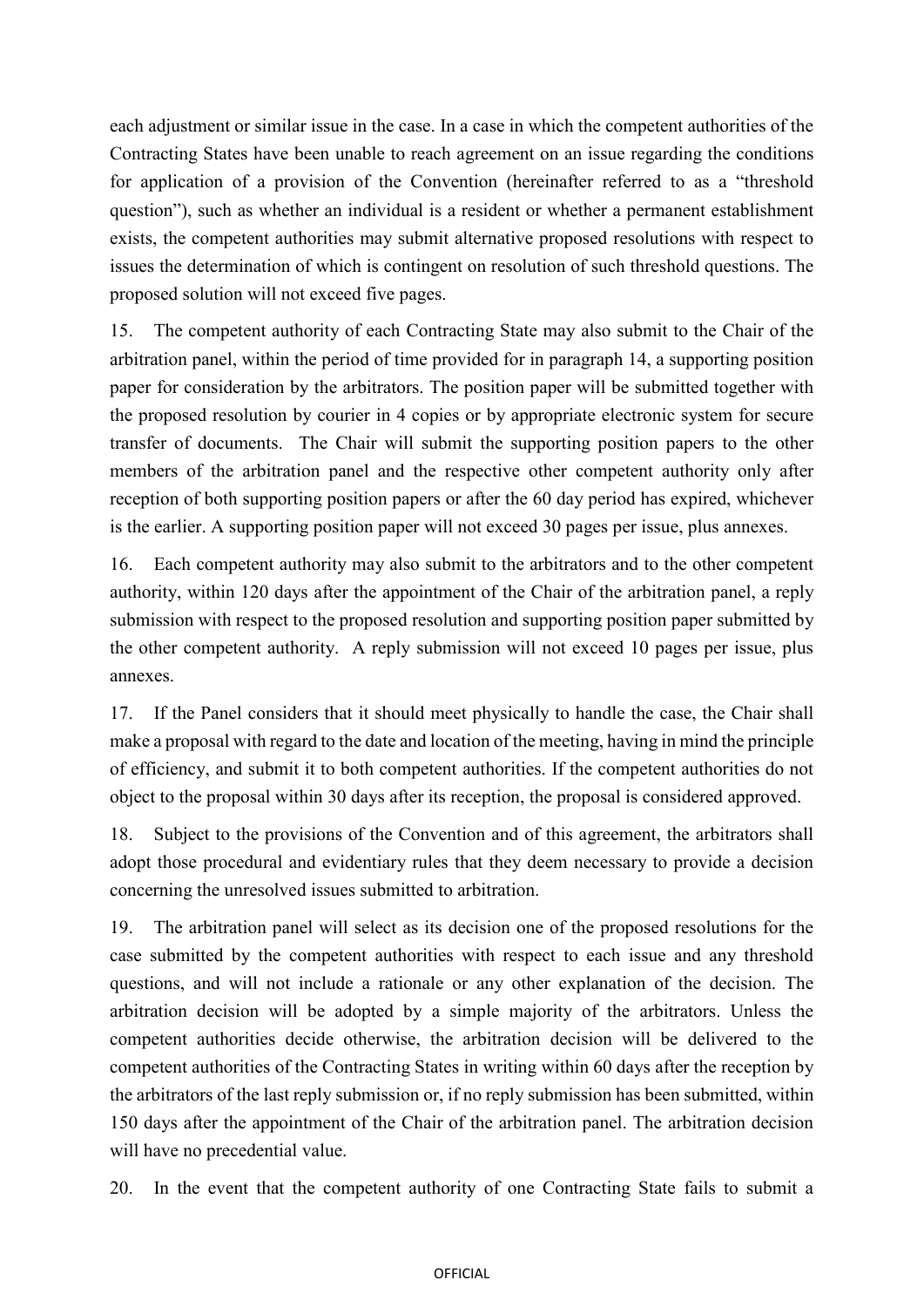each adjustment or similar issue in the case. In a case in which the competent authorities of the Contracting States have been unable to reach agreement on an issue regarding the conditions for application of a provision of the Convention (hereinafter referred to as a "threshold question"), such as whether an individual is a resident or whether a permanent establishment exists, the competent authorities may submit alternative proposed resolutions with respect to issues the determination of which is contingent on resolution of such threshold questions. The proposed solution will not exceed five pages.

15. The competent authority of each Contracting State may also submit to the Chair of the arbitration panel, within the period of time provided for in paragraph 14, a supporting position paper for consideration by the arbitrators. The position paper will be submitted together with the proposed resolution by courier in 4 copies or by appropriate electronic system for secure transfer of documents. The Chair will submit the supporting position papers to the other members of the arbitration panel and the respective other competent authority only after reception of both supporting position papers or after the 60 day period has expired, whichever is the earlier. A supporting position paper will not exceed 30 pages per issue, plus annexes.

16. Each competent authority may also submit to the arbitrators and to the other competent authority, within 120 days after the appointment of the Chair of the arbitration panel, a reply submission with respect to the proposed resolution and supporting position paper submitted by the other competent authority. A reply submission will not exceed 10 pages per issue, plus annexes.

17. If the Panel considers that it should meet physically to handle the case, the Chair shall make a proposal with regard to the date and location of the meeting, having in mind the principle of efficiency, and submit it to both competent authorities. If the competent authorities do not object to the proposal within 30 days after its reception, the proposal is considered approved.

18. Subject to the provisions of the Convention and of this agreement, the arbitrators shall adopt those procedural and evidentiary rules that they deem necessary to provide a decision concerning the unresolved issues submitted to arbitration.

19. The arbitration panel will select as its decision one of the proposed resolutions for the case submitted by the competent authorities with respect to each issue and any threshold questions, and will not include a rationale or any other explanation of the decision. The arbitration decision will be adopted by a simple majority of the arbitrators. Unless the competent authorities decide otherwise, the arbitration decision will be delivered to the competent authorities of the Contracting States in writing within 60 days after the reception by the arbitrators of the last reply submission or, if no reply submission has been submitted, within 150 days after the appointment of the Chair of the arbitration panel. The arbitration decision will have no precedential value.

20. In the event that the competent authority of one Contracting State fails to submit a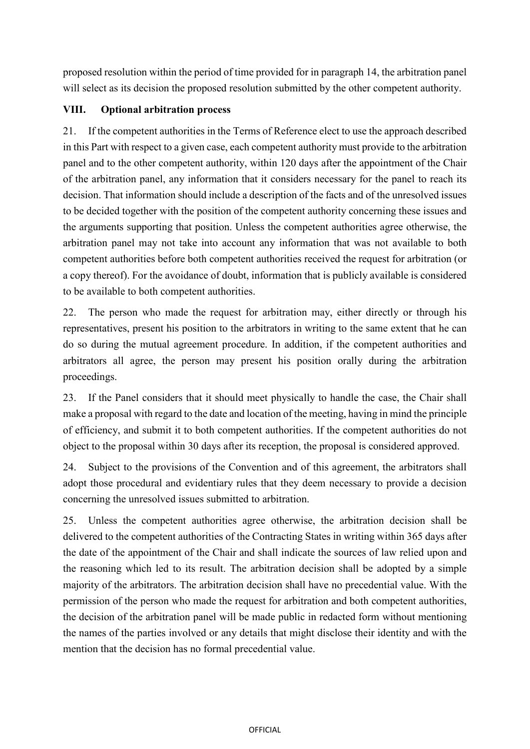proposed resolution within the period of time provided for in paragraph 14, the arbitration panel will select as its decision the proposed resolution submitted by the other competent authority.

## VIII. Optional arbitration process

21. If the competent authorities in the Terms of Reference elect to use the approach described in this Part with respect to a given case, each competent authority must provide to the arbitration panel and to the other competent authority, within 120 days after the appointment of the Chair of the arbitration panel, any information that it considers necessary for the panel to reach its decision. That information should include a description of the facts and of the unresolved issues to be decided together with the position of the competent authority concerning these issues and the arguments supporting that position. Unless the competent authorities agree otherwise, the arbitration panel may not take into account any information that was not available to both competent authorities before both competent authorities received the request for arbitration (or a copy thereof). For the avoidance of doubt, information that is publicly available is considered to be available to both competent authorities.

22. The person who made the request for arbitration may, either directly or through his representatives, present his position to the arbitrators in writing to the same extent that he can do so during the mutual agreement procedure. In addition, if the competent authorities and arbitrators all agree, the person may present his position orally during the arbitration proceedings.

23. If the Panel considers that it should meet physically to handle the case, the Chair shall make a proposal with regard to the date and location of the meeting, having in mind the principle of efficiency, and submit it to both competent authorities. If the competent authorities do not object to the proposal within 30 days after its reception, the proposal is considered approved.

24. Subject to the provisions of the Convention and of this agreement, the arbitrators shall adopt those procedural and evidentiary rules that they deem necessary to provide a decision concerning the unresolved issues submitted to arbitration.

25. Unless the competent authorities agree otherwise, the arbitration decision shall be delivered to the competent authorities of the Contracting States in writing within 365 days after the date of the appointment of the Chair and shall indicate the sources of law relied upon and the reasoning which led to its result. The arbitration decision shall be adopted by a simple majority of the arbitrators. The arbitration decision shall have no precedential value. With the permission of the person who made the request for arbitration and both competent authorities, the decision of the arbitration panel will be made public in redacted form without mentioning the names of the parties involved or any details that might disclose their identity and with the mention that the decision has no formal precedential value.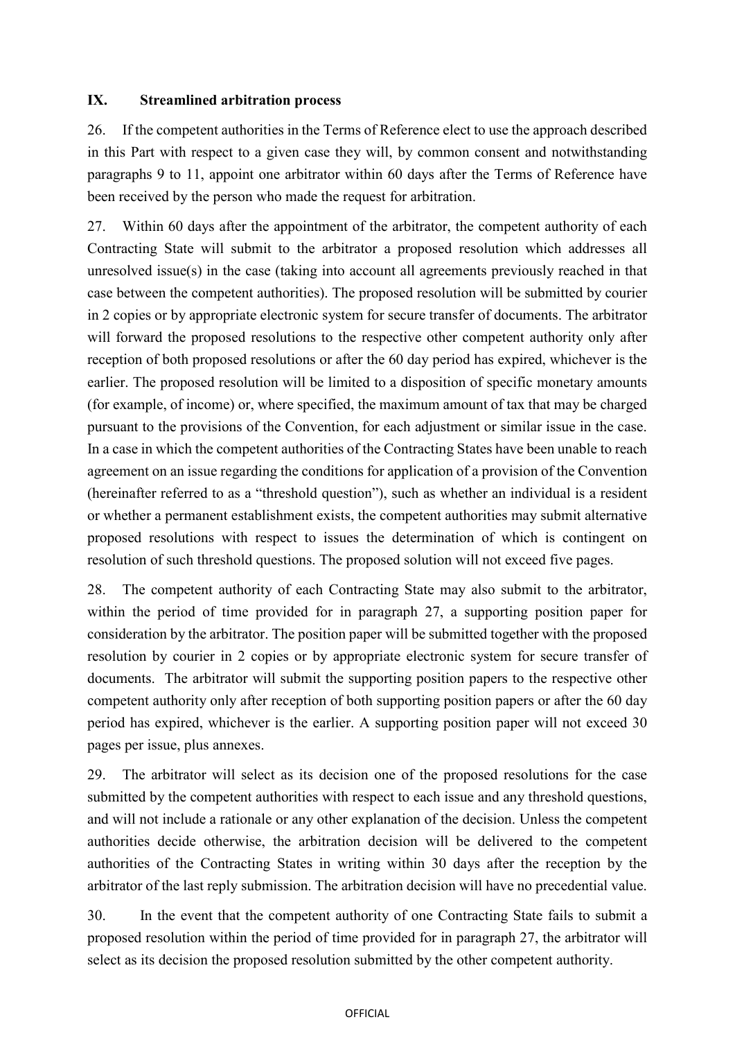## IX. Streamlined arbitration process

26. If the competent authorities in the Terms of Reference elect to use the approach described in this Part with respect to a given case they will, by common consent and notwithstanding paragraphs 9 to 11, appoint one arbitrator within 60 days after the Terms of Reference have been received by the person who made the request for arbitration.

27. Within 60 days after the appointment of the arbitrator, the competent authority of each Contracting State will submit to the arbitrator a proposed resolution which addresses all unresolved issue(s) in the case (taking into account all agreements previously reached in that case between the competent authorities). The proposed resolution will be submitted by courier in 2 copies or by appropriate electronic system for secure transfer of documents. The arbitrator will forward the proposed resolutions to the respective other competent authority only after reception of both proposed resolutions or after the 60 day period has expired, whichever is the earlier. The proposed resolution will be limited to a disposition of specific monetary amounts (for example, of income) or, where specified, the maximum amount of tax that may be charged pursuant to the provisions of the Convention, for each adjustment or similar issue in the case. In a case in which the competent authorities of the Contracting States have been unable to reach agreement on an issue regarding the conditions for application of a provision of the Convention (hereinafter referred to as a "threshold question"), such as whether an individual is a resident or whether a permanent establishment exists, the competent authorities may submit alternative proposed resolutions with respect to issues the determination of which is contingent on resolution of such threshold questions. The proposed solution will not exceed five pages.

28. The competent authority of each Contracting State may also submit to the arbitrator, within the period of time provided for in paragraph 27, a supporting position paper for consideration by the arbitrator. The position paper will be submitted together with the proposed resolution by courier in 2 copies or by appropriate electronic system for secure transfer of documents. The arbitrator will submit the supporting position papers to the respective other competent authority only after reception of both supporting position papers or after the 60 day period has expired, whichever is the earlier. A supporting position paper will not exceed 30 pages per issue, plus annexes.

29. The arbitrator will select as its decision one of the proposed resolutions for the case submitted by the competent authorities with respect to each issue and any threshold questions, and will not include a rationale or any other explanation of the decision. Unless the competent authorities decide otherwise, the arbitration decision will be delivered to the competent authorities of the Contracting States in writing within 30 days after the reception by the arbitrator of the last reply submission. The arbitration decision will have no precedential value.

30. In the event that the competent authority of one Contracting State fails to submit a proposed resolution within the period of time provided for in paragraph 27, the arbitrator will select as its decision the proposed resolution submitted by the other competent authority.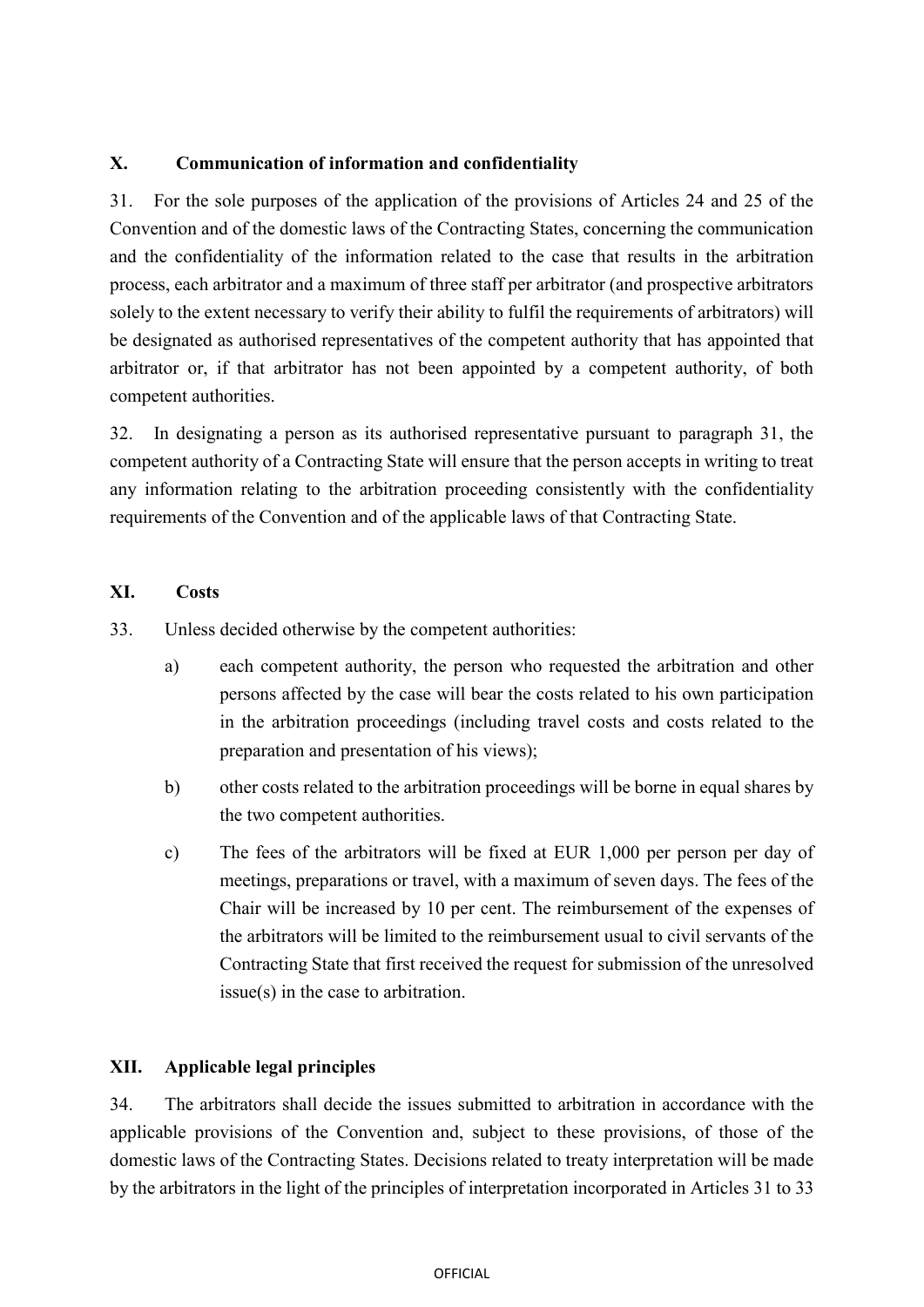## X. Communication of information and confidentiality

31. For the sole purposes of the application of the provisions of Articles 24 and 25 of the Convention and of the domestic laws of the Contracting States, concerning the communication and the confidentiality of the information related to the case that results in the arbitration process, each arbitrator and a maximum of three staff per arbitrator (and prospective arbitrators solely to the extent necessary to verify their ability to fulfil the requirements of arbitrators) will be designated as authorised representatives of the competent authority that has appointed that arbitrator or, if that arbitrator has not been appointed by a competent authority, of both competent authorities.

32. In designating a person as its authorised representative pursuant to paragraph 31, the competent authority of a Contracting State will ensure that the person accepts in writing to treat any information relating to the arbitration proceeding consistently with the confidentiality requirements of the Convention and of the applicable laws of that Contracting State.

## XI. Costs

33. Unless decided otherwise by the competent authorities:

a) each competent authority, the person who requested the arbitration and other persons affected by the case will bear the costs related to his own participation in the arbitration proceedings (including travel costs and costs related to the preparation and presentation of his views);

b) other costs related to the arbitration proceedings will be borne in equal shares by the two competent authorities.

c) The fees of the arbitrators will be fixed at EUR 1,000 per person per day of meetings, preparations or travel, with a maximum of seven days. The fees of the Chair will be increased by 10 per cent. The reimbursement of the expenses of the arbitrators will be limited to the reimbursement usual to civil servants of the Contracting State that first received the request for submission of the unresolved issue(s) in the case to arbitration.

## XII. Applicable legal principles

34. The arbitrators shall decide the issues submitted to arbitration in accordance with the applicable provisions of the Convention and, subject to these provisions, of those of the domestic laws of the Contracting States. Decisions related to treaty interpretation will be made by the arbitrators in the light of the principles of interpretation incorporated in Articles 31 to 33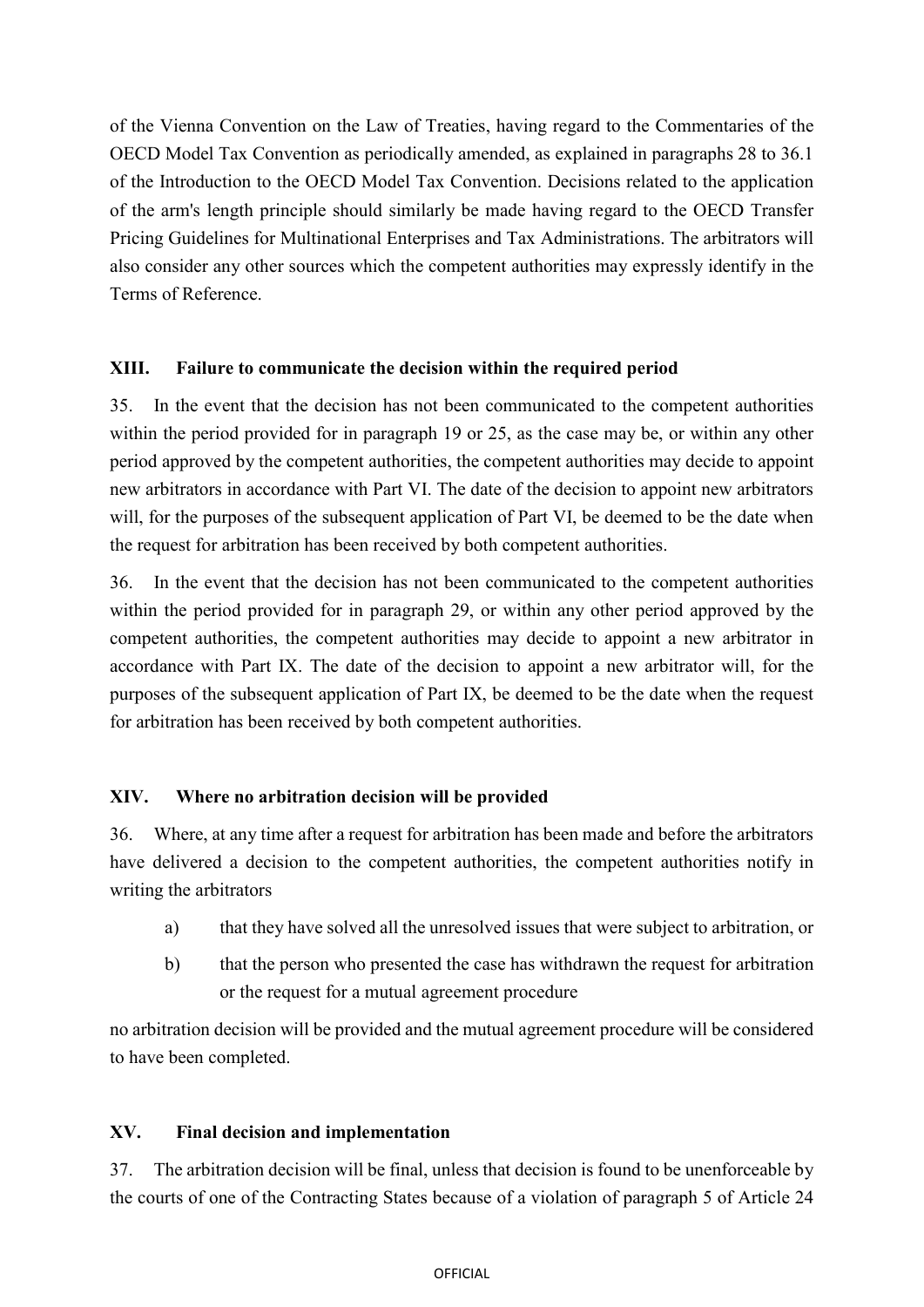of the Vienna Convention on the Law of Treaties, having regard to the Commentaries of the OECD Model Tax Convention as periodically amended, as explained in paragraphs 28 to 36.1 of the Introduction to the OECD Model Tax Convention. Decisions related to the application of the arm's length principle should similarly be made having regard to the OECD Transfer Pricing Guidelines for Multinational Enterprises and Tax Administrations. The arbitrators will also consider any other sources which the competent authorities may expressly identify in the Terms of Reference.

### XIII. Failure to communicate the decision within the required period

35. In the event that the decision has not been communicated to the competent authorities within the period provided for in paragraph 19 or 25, as the case may be, or within any other period approved by the competent authorities, the competent authorities may decide to appoint new arbitrators in accordance with Part VI. The date of the decision to appoint new arbitrators will, for the purposes of the subsequent application of Part VI, be deemed to be the date when the request for arbitration has been received by both competent authorities.

36. In the event that the decision has not been communicated to the competent authorities within the period provided for in paragraph 29, or within any other period approved by the competent authorities, the competent authorities may decide to appoint a new arbitrator in accordance with Part IX. The date of the decision to appoint a new arbitrator will, for the purposes of the subsequent application of Part IX, be deemed to be the date when the request for arbitration has been received by both competent authorities.

### XIV. Where no arbitration decision will be provided

36. Where, at any time after a request for arbitration has been made and before the arbitrators have delivered a decision to the competent authorities, the competent authorities notify in writing the arbitrators

a) that they have solved all the unresolved issues that were subject to arbitration, or

b) that the person who presented the case has withdrawn the request for arbitration or the request for a mutual agreement procedure

no arbitration decision will be provided and the mutual agreement procedure will be considered to have been completed.

### XV. Final decision and implementation

37. The arbitration decision will be final, unless that decision is found to be unenforceable by the courts of one of the Contracting States because of a violation of paragraph 5 of Article 24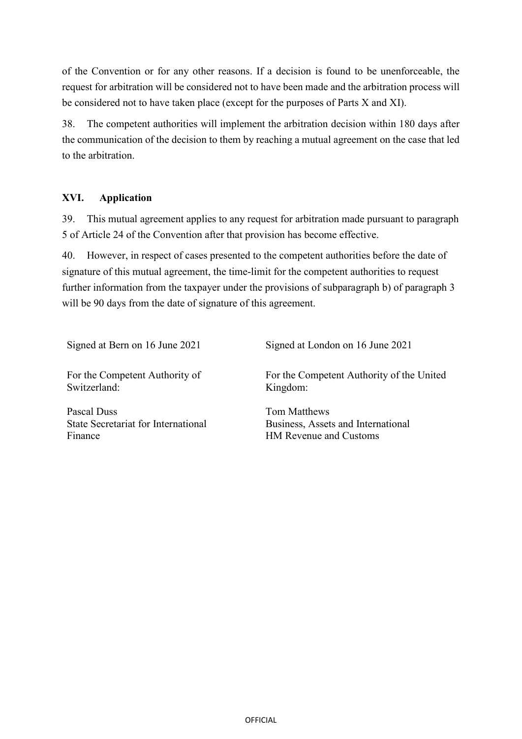of the Convention or for any other reasons. If a decision is found to be unenforceable, the request for arbitration will be considered not to have been made and the arbitration process will be considered not to have taken place (except for the purposes of Parts X and XI).

38. The competent authorities will implement the arbitration decision within 180 days after the communication of the decision to them by reaching a mutual agreement on the case that led to the arbitration.

## XVI. Application

39. This mutual agreement applies to any request for arbitration made pursuant to paragraph 5 of Article 24 of the Convention after that provision has become effective.

40. However, in respect of cases presented to the competent authorities before the date of signature of this mutual agreement, the time-limit for the competent authorities to request further information from the taxpayer under the provisions of subparagraph b) of paragraph 3 will be 90 days from the date of signature of this agreement.

Signed at Bern on 16 June 2021

For the Competent Authority of Switzerland:

Pascal Duss
State Secretariat for International Finance

Signed at London on 16 June 2021

For the Competent Authority of the United Kingdom:

Tom Matthews
Business, Assets and International
HM Revenue and Customs

OFFICIAL